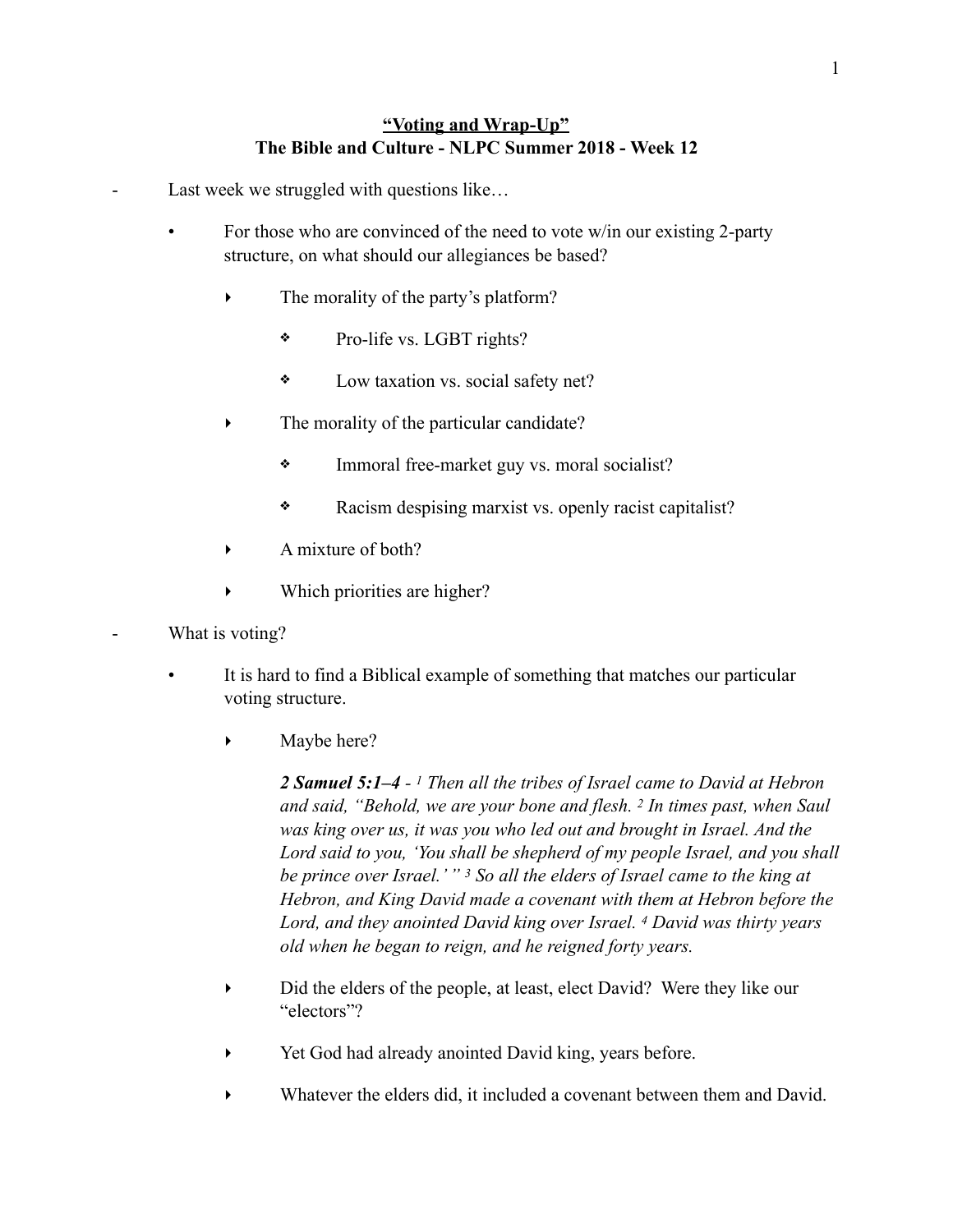# **<u>"Voting and Wrap-Up"</u>**
## **The Bible and Culture - NLPC Summer 2018 - Week 12**

- Last week we struggled with questions like…
    - For those who are convinced of the need to vote w/in our existing 2-party structure, on what should our allegiances be based?
        - The morality of the party's platform?
            - Pro-life vs. LGBT rights?
            - Low taxation vs. social safety net?
        - The morality of the particular candidate?
            - Immoral free-market guy vs. moral socialist?
            - Racism despising marxist vs. openly racist capitalist?
        - A mixture of both?
        - Which priorities are higher?
- What is voting?
    - It is hard to find a Biblical example of something that matches our particular voting structure.
        - Maybe here?

          ***2 Samuel 5:1–4*** - *[1] Then all the tribes of Israel came to David at Hebron and said, "Behold, we are your bone and flesh. [2] In times past, when Saul was king over us, it was you who led out and brought in Israel. And the Lord said to you, 'You shall be shepherd of my people Israel, and you shall be prince over Israel.' " [3] So all the elders of Israel came to the king at Hebron, and King David made a covenant with them at Hebron before the Lord, and they anointed David king over Israel. [4] David was thirty years old when he began to reign, and he reigned forty years.*
        - Did the elders of the people, at least, elect David? Were they like our "electors"?
        - Yet God had already anointed David king, years before.
        - Whatever the elders did, it included a covenant between them and David.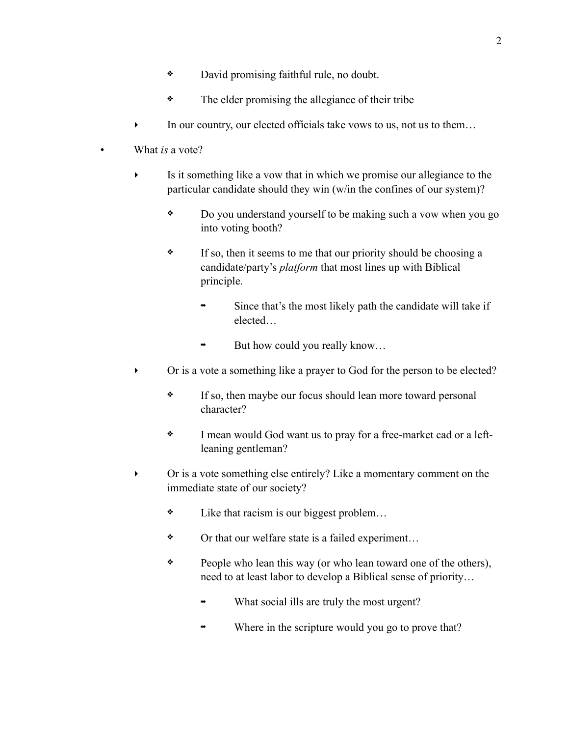- David promising faithful rule, no doubt.
        - The elder promising the allegiance of their tribe
    - In our country, our elected officials take vows to us, not us to them…
- What *is* a vote?
    - Is it something like a vow that in which we promise our allegiance to the particular candidate should they win (w/in the confines of our system)?
        - Do you understand yourself to be making such a vow when you go into voting booth?
        - If so, then it seems to me that our priority should be choosing a candidate/party's *platform* that most lines up with Biblical principle.
            - Since that's the most likely path the candidate will take if elected…
            - But how could you really know…
    - Or is a vote a something like a prayer to God for the person to be elected?
        - If so, then maybe our focus should lean more toward personal character?
        - I mean would God want us to pray for a free-market cad or a left-leaning gentleman?
    - Or is a vote something else entirely? Like a momentary comment on the immediate state of our society?
        - Like that racism is our biggest problem…
        - Or that our welfare state is a failed experiment…
        - People who lean this way (or who lean toward one of the others), need to at least labor to develop a Biblical sense of priority…
            - What social ills are truly the most urgent?
            - Where in the scripture would you go to prove that?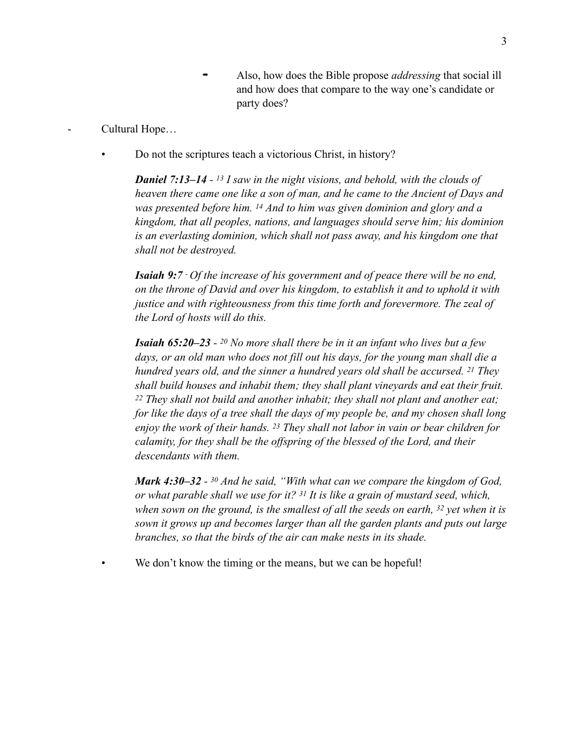- Also, how does the Bible propose *addressing* that social ill and how does that compare to the way one's candidate or party does?

- Cultural Hope…

  - Do not the scriptures teach a victorious Christ, in history?

    ***Daniel 7:13–14*** - *[13] I saw in the night visions, and behold, with the clouds of heaven there came one like a son of man, and he came to the Ancient of Days and was presented before him. [14] And to him was given dominion and glory and a kingdom, that all peoples, nations, and languages should serve him; his dominion is an everlasting dominion, which shall not pass away, and his kingdom one that shall not be destroyed.*

    ***Isaiah 9:7*** - *Of the increase of his government and of peace there will be no end, on the throne of David and over his kingdom, to establish it and to uphold it with justice and with righteousness from this time forth and forevermore. The zeal of the Lord of hosts will do this.*

    ***Isaiah 65:20–23*** - *[20] No more shall there be in it an infant who lives but a few days, or an old man who does not fill out his days, for the young man shall die a hundred years old, and the sinner a hundred years old shall be accursed. [21] They shall build houses and inhabit them; they shall plant vineyards and eat their fruit. [22] They shall not build and another inhabit; they shall not plant and another eat; for like the days of a tree shall the days of my people be, and my chosen shall long enjoy the work of their hands. [23] They shall not labor in vain or bear children for calamity, for they shall be the offspring of the blessed of the Lord, and their descendants with them.*

    ***Mark 4:30–32*** - *[30] And he said, "With what can we compare the kingdom of God, or what parable shall we use for it? [31] It is like a grain of mustard seed, which, when sown on the ground, is the smallest of all the seeds on earth, [32] yet when it is sown it grows up and becomes larger than all the garden plants and puts out large branches, so that the birds of the air can make nests in its shade.*

  - We don't know the timing or the means, but we can be hopeful!